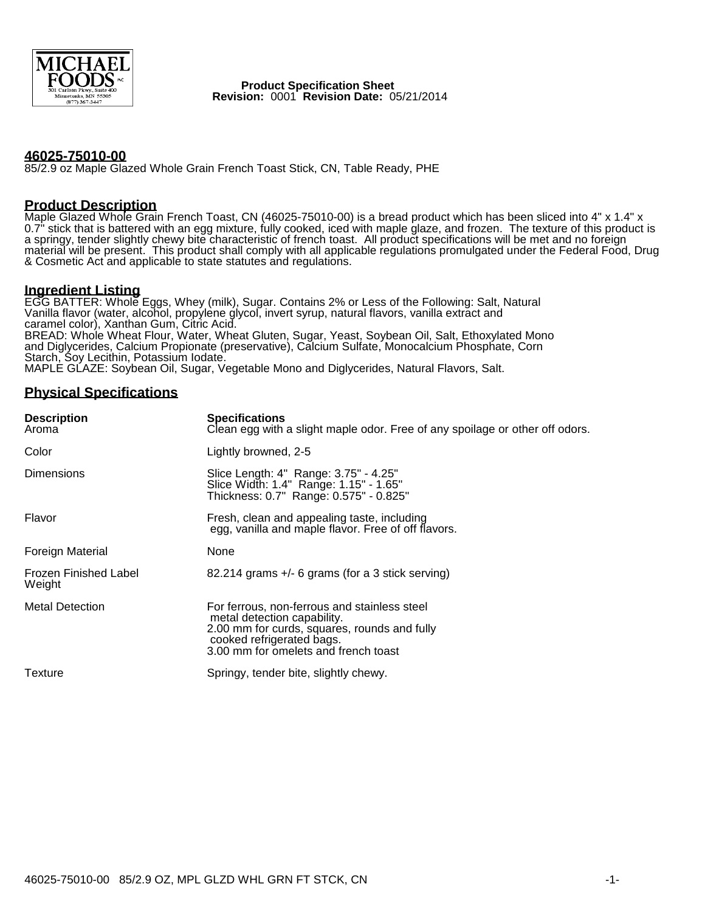MICHAEL FOODS INC.
301 Carlson Pkwy., Suite 400
Minnetonka, MN 55305
(877) 367-3447

**Product Specification Sheet**
**Revision:** 0001 **Revision Date:** 05/21/2014

## 46025-75010-00

85/2.9 oz Maple Glazed Whole Grain French Toast Stick, CN, Table Ready, PHE

## Product Description

Maple Glazed Whole Grain French Toast, CN (46025-75010-00) is a bread product which has been sliced into 4" x 1.4" x 0.7" stick that is battered with an egg mixture, fully cooked, iced with maple glaze, and frozen. The texture of this product is a springy, tender slightly chewy bite characteristic of french toast. All product specifications will be met and no foreign material will be present. This product shall comply with all applicable regulations promulgated under the Federal Food, Drug & Cosmetic Act and applicable to state statutes and regulations.

## Ingredient Listing

EGG BATTER: Whole Eggs, Whey (milk), Sugar. Contains 2% or Less of the Following: Salt, Natural Vanilla flavor (water, alcohol, propylene glycol, invert syrup, natural flavors, vanilla extract and caramel color), Xanthan Gum, Citric Acid.
BREAD: Whole Wheat Flour, Water, Wheat Gluten, Sugar, Yeast, Soybean Oil, Salt, Ethoxylated Mono and Diglycerides, Calcium Propionate (preservative), Calcium Sulfate, Monocalcium Phosphate, Corn Starch, Soy Lecithin, Potassium Iodate.
MAPLE GLAZE: Soybean Oil, Sugar, Vegetable Mono and Diglycerides, Natural Flavors, Salt.

## Physical Specifications

| Description | Specifications |
|---|---|
| Aroma | Clean egg with a slight maple odor. Free of any spoilage or other off odors. |
| Color | Lightly browned, 2-5 |
| Dimensions | Slice Length: 4" Range: 3.75" - 4.25"<br>Slice Width: 1.4" Range: 1.15" - 1.65"<br>Thickness: 0.7" Range: 0.575" - 0.825" |
| Flavor | Fresh, clean and appealing taste, including egg, vanilla and maple flavor. Free of off flavors. |
| Foreign Material | None |
| Frozen Finished Label Weight | 82.214 grams +/- 6 grams (for a 3 stick serving) |
| Metal Detection | For ferrous, non-ferrous and stainless steel metal detection capability.<br>2.00 mm for curds, squares, rounds and fully cooked refrigerated bags.<br>3.00 mm for omelets and french toast |
| Texture | Springy, tender bite, slightly chewy. |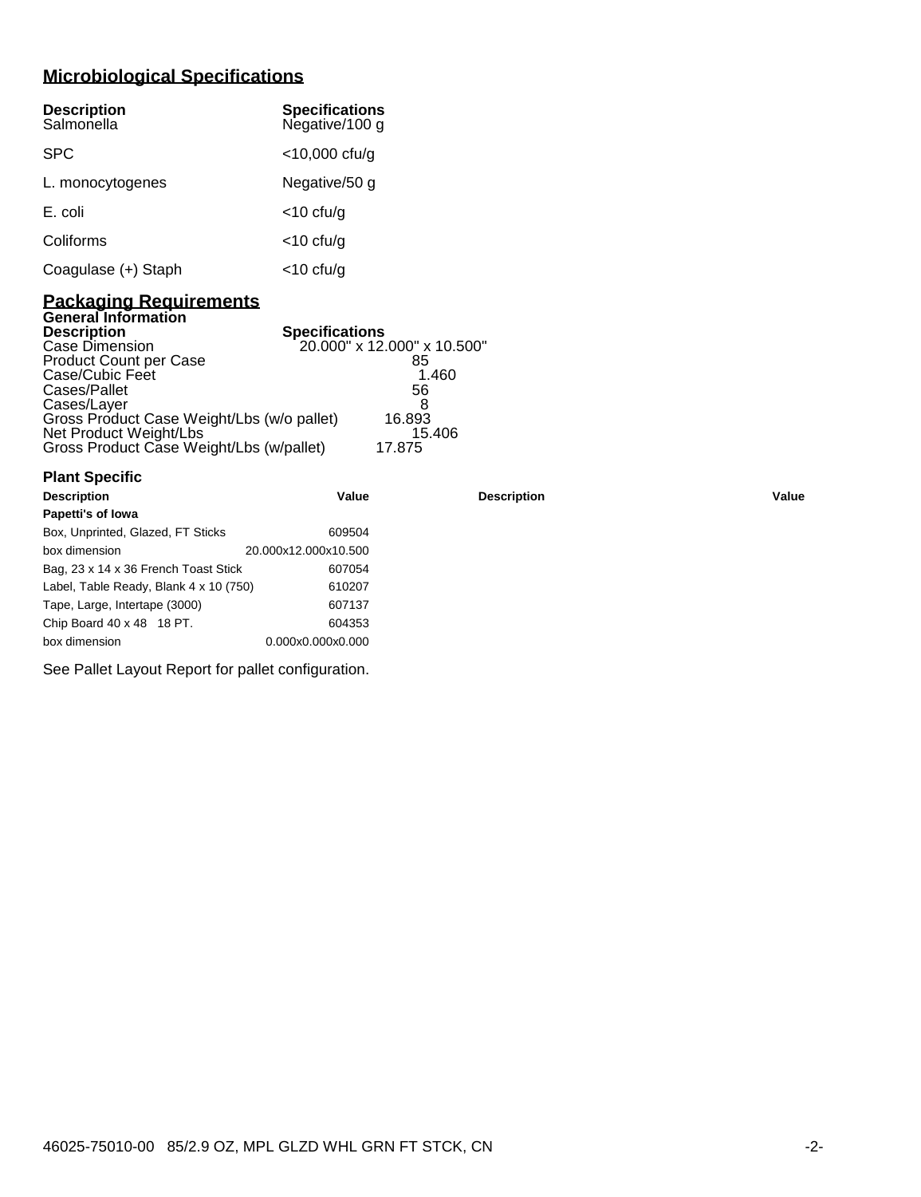## Microbiological Specifications

| Description | Specifications |
|---|---|
| Salmonella | Negative/100 g |
| SPC | <10,000 cfu/g |
| L. monocytogenes | Negative/50 g |
| E. coli | <10 cfu/g |
| Coliforms | <10 cfu/g |
| Coagulase (+) Staph | <10 cfu/g |

## Packaging Requirements

### General Information

| Description | Specifications |
|---|---|
| Case Dimension | 20.000" x 12.000" x 10.500" |
| Product Count per Case | 85 |
| Case/Cubic Feet | 1.460 |
| Cases/Pallet | 56 |
| Cases/Layer | 8 |
| Gross Product Case Weight/Lbs (w/o pallet) | 16.893 |
| Net Product Weight/Lbs | 15.406 |
| Gross Product Case Weight/Lbs (w/pallet) | 17.875 |

### Plant Specific

| Description | Value | Description | Value |
|---|---|---|---|
| **Papetti's of Iowa** | | | |
| Box, Unprinted, Glazed, FT Sticks | 609504 | | |
| box dimension | 20.000x12.000x10.500 | | |
| Bag, 23 x 14 x 36 French Toast Stick | 607054 | | |
| Label, Table Ready, Blank 4 x 10 (750) | 610207 | | |
| Tape, Large, Intertape (3000) | 607137 | | |
| Chip Board 40 x 48 18 PT. | 604353 | | |
| box dimension | 0.000x0.000x0.000 | | |

See Pallet Layout Report for pallet configuration.

46025-75010-00 85/2.9 OZ, MPL GLZD WHL GRN FT STCK, CN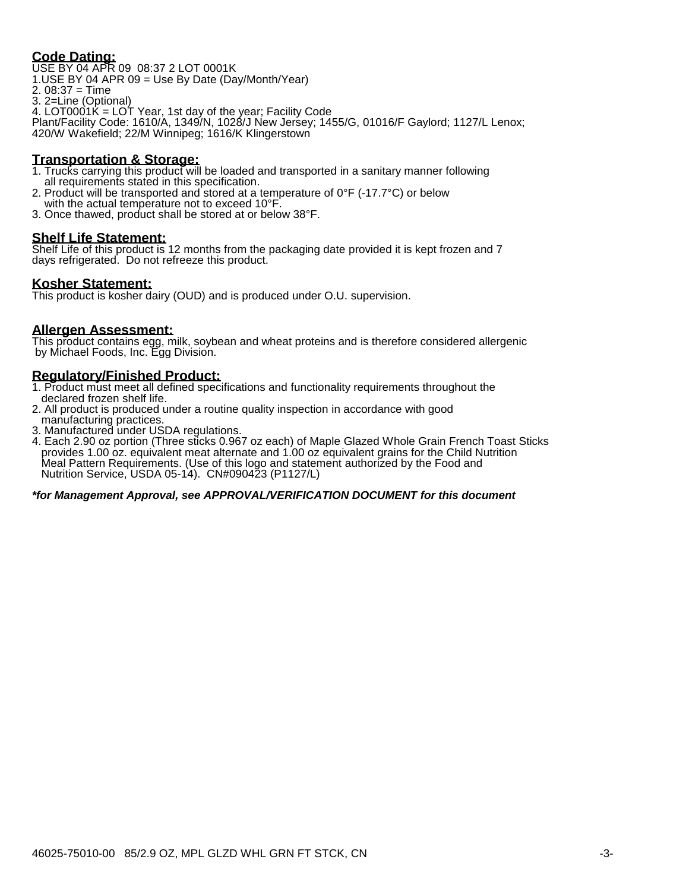## Code Dating:

USE BY 04 APR 09 08:37 2 LOT 0001K

1.USE BY 04 APR 09 = Use By Date (Day/Month/Year)
2. 08:37 = Time
3. 2=Line (Optional)
4. LOT0001K = LOT Year, 1st day of the year; Facility Code

Plant/Facility Code: 1610/A, 1349/N, 1028/J New Jersey; 1455/G, 01016/F Gaylord; 1127/L Lenox; 420/W Wakefield; 22/M Winnipeg; 1616/K Klingerstown

## Transportation & Storage:

1. Trucks carrying this product will be loaded and transported in a sanitary manner following all requirements stated in this specification.
2. Product will be transported and stored at a temperature of 0°F (-17.7°C) or below with the actual temperature not to exceed 10°F.
3. Once thawed, product shall be stored at or below 38°F.

## Shelf Life Statement:

Shelf Life of this product is 12 months from the packaging date provided it is kept frozen and 7 days refrigerated. Do not refreeze this product.

## Kosher Statement:

This product is kosher dairy (OUD) and is produced under O.U. supervision.

## Allergen Assessment:

This product contains egg, milk, soybean and wheat proteins and is therefore considered allergenic by Michael Foods, Inc. Egg Division.

## Regulatory/Finished Product:

1. Product must meet all defined specifications and functionality requirements throughout the declared frozen shelf life.
2. All product is produced under a routine quality inspection in accordance with good manufacturing practices.
3. Manufactured under USDA regulations.
4. Each 2.90 oz portion (Three sticks 0.967 oz each) of Maple Glazed Whole Grain French Toast Sticks provides 1.00 oz. equivalent meat alternate and 1.00 oz equivalent grains for the Child Nutrition Meal Pattern Requirements. (Use of this logo and statement authorized by the Food and Nutrition Service, USDA 05-14). CN#090423 (P1127/L)

***for Management Approval, see APPROVAL/VERIFICATION DOCUMENT for this document***